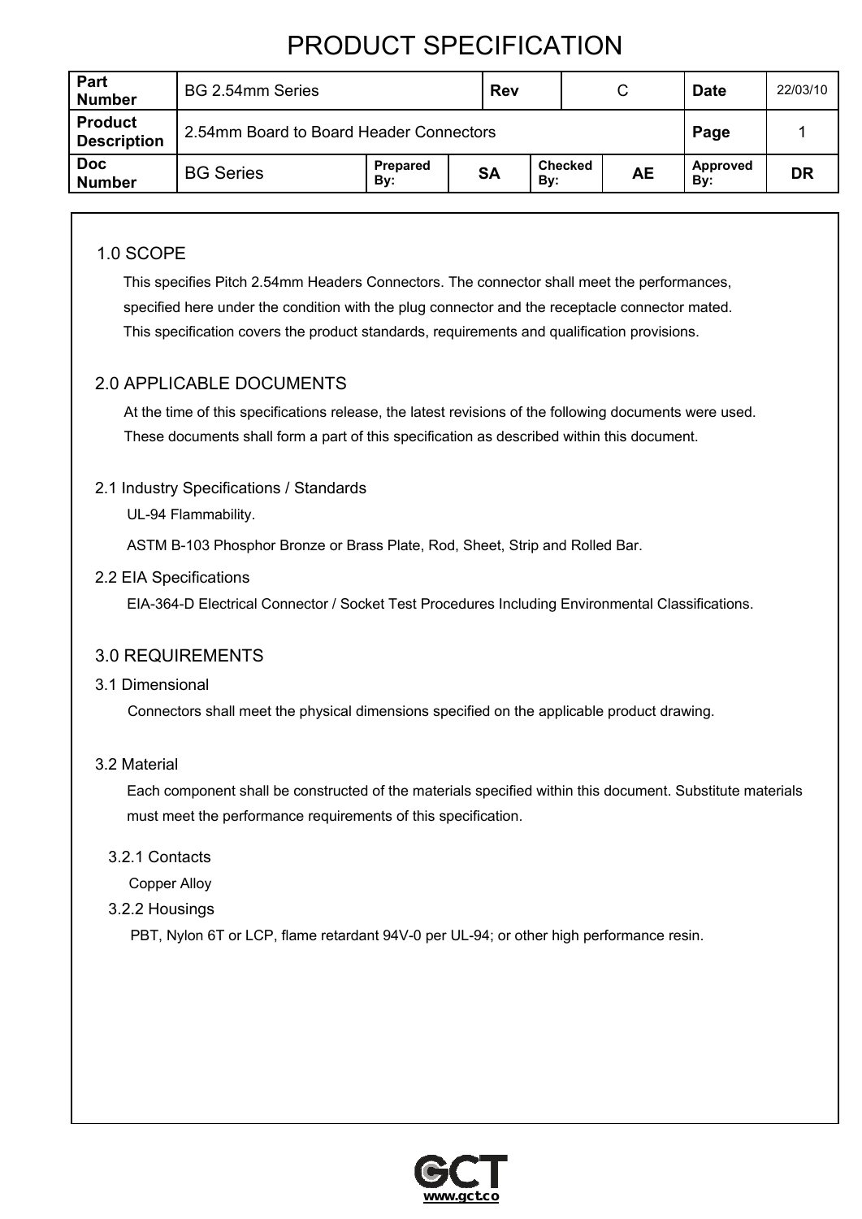# PRODUCT SPECIFICATION

| Part Number | BG 2.54mm Series | | Rev | C | | Date | 22/03/10 |
|---|---|---|---|---|---|---|---|
| Product Description | 2.54mm Board to Board Header Connectors | | | | | Page | 1 |
| Doc Number | BG Series | Prepared By: | SA | Checked By: | AE | Approved By: | DR |

## 1.0 SCOPE

This specifies Pitch 2.54mm Headers Connectors. The connector shall meet the performances, specified here under the condition with the plug connector and the receptacle connector mated. This specification covers the product standards, requirements and qualification provisions.

## 2.0 APPLICABLE DOCUMENTS

At the time of this specifications release, the latest revisions of the following documents were used. These documents shall form a part of this specification as described within this document.

### 2.1 Industry Specifications / Standards

UL-94 Flammability.

ASTM B-103 Phosphor Bronze or Brass Plate, Rod, Sheet, Strip and Rolled Bar.

### 2.2 EIA Specifications

EIA-364-D Electrical Connector / Socket Test Procedures Including Environmental Classifications.

## 3.0 REQUIREMENTS

### 3.1 Dimensional

Connectors shall meet the physical dimensions specified on the applicable product drawing.

### 3.2 Material

Each component shall be constructed of the materials specified within this document. Substitute materials must meet the performance requirements of this specification.

#### 3.2.1 Contacts

Copper Alloy

#### 3.2.2 Housings

PBT, Nylon 6T or LCP, flame retardant 94V-0 per UL-94; or other high performance resin.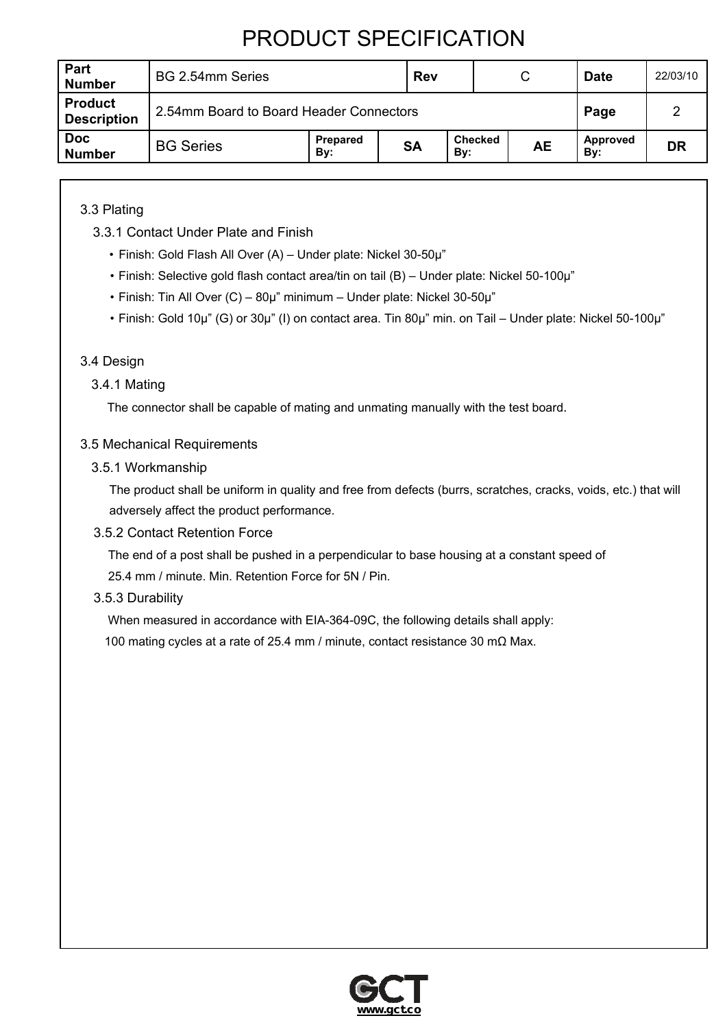# PRODUCT SPECIFICATION

| Part Number | BG 2.54mm Series | | Rev | C | | Date | 22/03/10 |
|---|---|---|---|---|---|---|---|
| Product Description | 2.54mm Board to Board Header Connectors | | | | | Page | 2 |
| Doc Number | BG Series | Prepared By: | SA | Checked By: | AE | Approved By: | DR |

3.3 Plating

3.3.1 Contact Under Plate and Finish

- Finish: Gold Flash All Over (A) – Under plate: Nickel 30-50µ”
- Finish: Selective gold flash contact area/tin on tail (B) – Under plate: Nickel 50-100µ”
- Finish: Tin All Over (C) – 80µ” minimum – Under plate: Nickel 30-50µ”
- Finish: Gold 10µ” (G) or 30µ” (I) on contact area. Tin 80µ” min. on Tail – Under plate: Nickel 50-100µ”

3.4 Design

3.4.1 Mating

The connector shall be capable of mating and unmating manually with the test board.

3.5 Mechanical Requirements

3.5.1 Workmanship

The product shall be uniform in quality and free from defects (burrs, scratches, cracks, voids, etc.) that will adversely affect the product performance.

3.5.2 Contact Retention Force

The end of a post shall be pushed in a perpendicular to base housing at a constant speed of 25.4 mm / minute. Min. Retention Force for 5N / Pin.

3.5.3 Durability

When measured in accordance with EIA-364-09C, the following details shall apply:

100 mating cycles at a rate of 25.4 mm / minute, contact resistance 30 mΩ Max.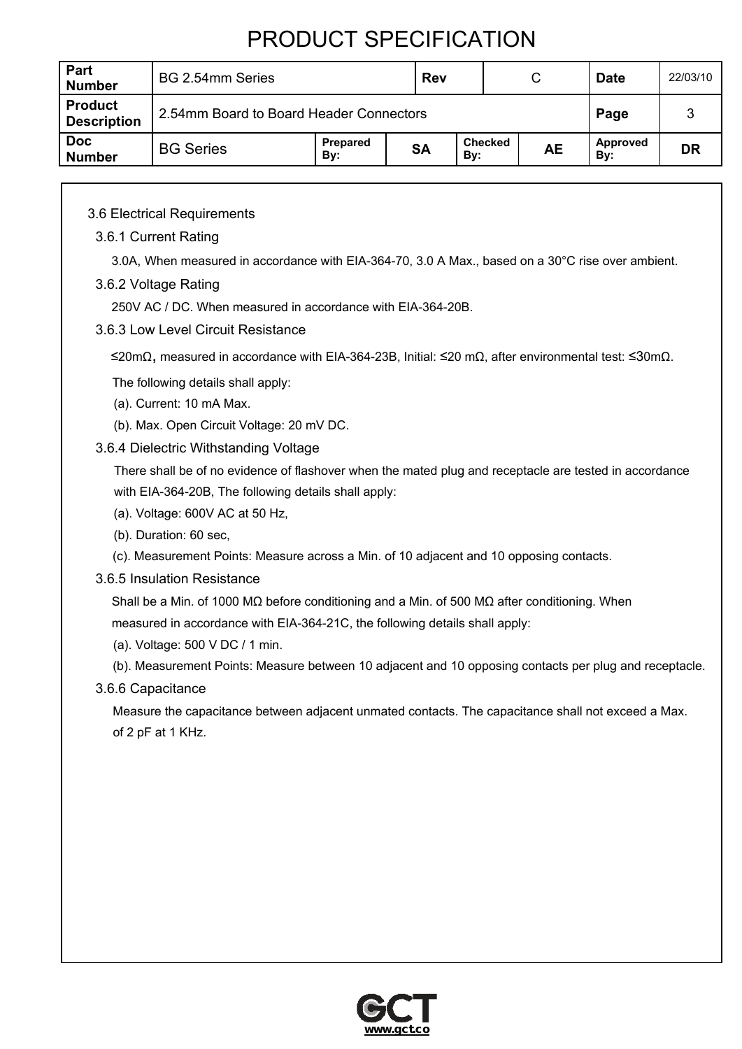# PRODUCT SPECIFICATION

| Part Number | BG 2.54mm Series | | Rev | | C | Date | 22/03/10 |
|---|---|---|---|---|---|---|---|
| Product Description | 2.54mm Board to Board Header Connectors | | | | | Page | 3 |
| Doc Number | BG Series | Prepared By: | SA | Checked By: | AE | Approved By: | DR |

3.6 Electrical Requirements

3.6.1 Current Rating

3.0A, When measured in accordance with EIA-364-70, 3.0 A Max., based on a 30°C rise over ambient.

3.6.2 Voltage Rating

250V AC / DC. When measured in accordance with EIA-364-20B.

3.6.3 Low Level Circuit Resistance

≤20mΩ, measured in accordance with EIA-364-23B, Initial: ≤20 mΩ, after environmental test: ≤30mΩ.

The following details shall apply:

(a). Current: 10 mA Max.

(b). Max. Open Circuit Voltage: 20 mV DC.

3.6.4 Dielectric Withstanding Voltage

There shall be of no evidence of flashover when the mated plug and receptacle are tested in accordance with EIA-364-20B, The following details shall apply:

(a). Voltage: 600V AC at 50 Hz,

(b). Duration: 60 sec,

(c). Measurement Points: Measure across a Min. of 10 adjacent and 10 opposing contacts.

3.6.5 Insulation Resistance

Shall be a Min. of 1000 MΩ before conditioning and a Min. of 500 MΩ after conditioning. When measured in accordance with EIA-364-21C, the following details shall apply:

(a). Voltage: 500 V DC / 1 min.

(b). Measurement Points: Measure between 10 adjacent and 10 opposing contacts per plug and receptacle.

3.6.6 Capacitance

Measure the capacitance between adjacent unmated contacts. The capacitance shall not exceed a Max. of 2 pF at 1 KHz.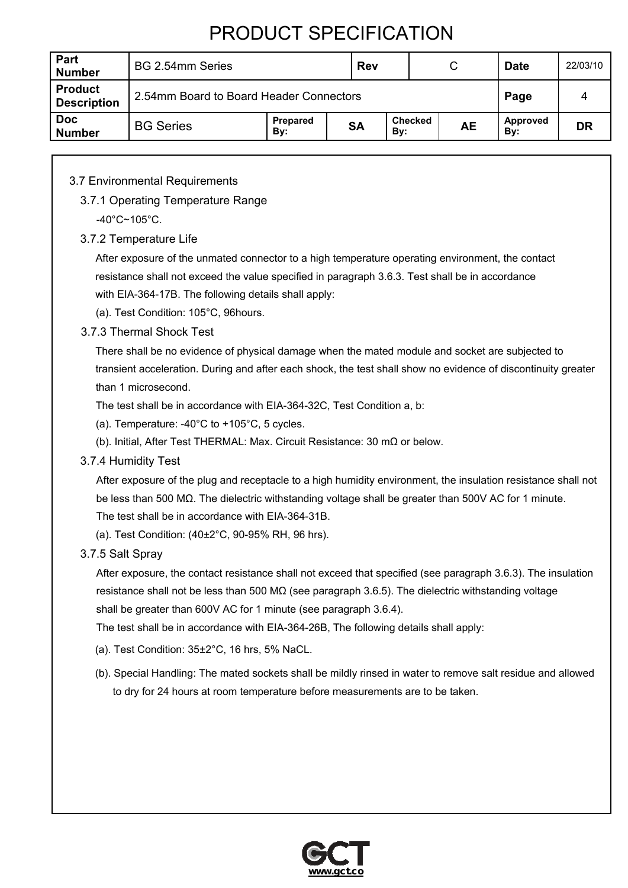# PRODUCT SPECIFICATION

| Part Number | BG 2.54mm Series | | Rev | | C | Date | 22/03/10 |
|---|---|---|---|---|---|---|---|
| Product Description | 2.54mm Board to Board Header Connectors | | | | | Page | 4 |
| Doc Number | BG Series | Prepared By: | SA | Checked By: | AE | Approved By: | DR |

3.7 Environmental Requirements

3.7.1 Operating Temperature Range

-40°C~105°C.

3.7.2 Temperature Life

After exposure of the unmated connector to a high temperature operating environment, the contact resistance shall not exceed the value specified in paragraph 3.6.3. Test shall be in accordance with EIA-364-17B. The following details shall apply:

(a). Test Condition: 105°C, 96hours.

3.7.3 Thermal Shock Test

There shall be no evidence of physical damage when the mated module and socket are subjected to transient acceleration. During and after each shock, the test shall show no evidence of discontinuity greater than 1 microsecond.

The test shall be in accordance with EIA-364-32C, Test Condition a, b:

(a). Temperature: -40°C to +105°C, 5 cycles.

(b). Initial, After Test THERMAL: Max. Circuit Resistance: 30 mΩ or below.

3.7.4 Humidity Test

After exposure of the plug and receptacle to a high humidity environment, the insulation resistance shall not be less than 500 MΩ. The dielectric withstanding voltage shall be greater than 500V AC for 1 minute.

The test shall be in accordance with EIA-364-31B.

(a). Test Condition: (40±2°C, 90-95% RH, 96 hrs).

3.7.5 Salt Spray

After exposure, the contact resistance shall not exceed that specified (see paragraph 3.6.3). The insulation resistance shall not be less than 500 MΩ (see paragraph 3.6.5). The dielectric withstanding voltage shall be greater than 600V AC for 1 minute (see paragraph 3.6.4).

The test shall be in accordance with EIA-364-26B, The following details shall apply:

(a). Test Condition: 35±2°C, 16 hrs, 5% NaCL.

(b). Special Handling: The mated sockets shall be mildly rinsed in water to remove salt residue and allowed to dry for 24 hours at room temperature before measurements are to be taken.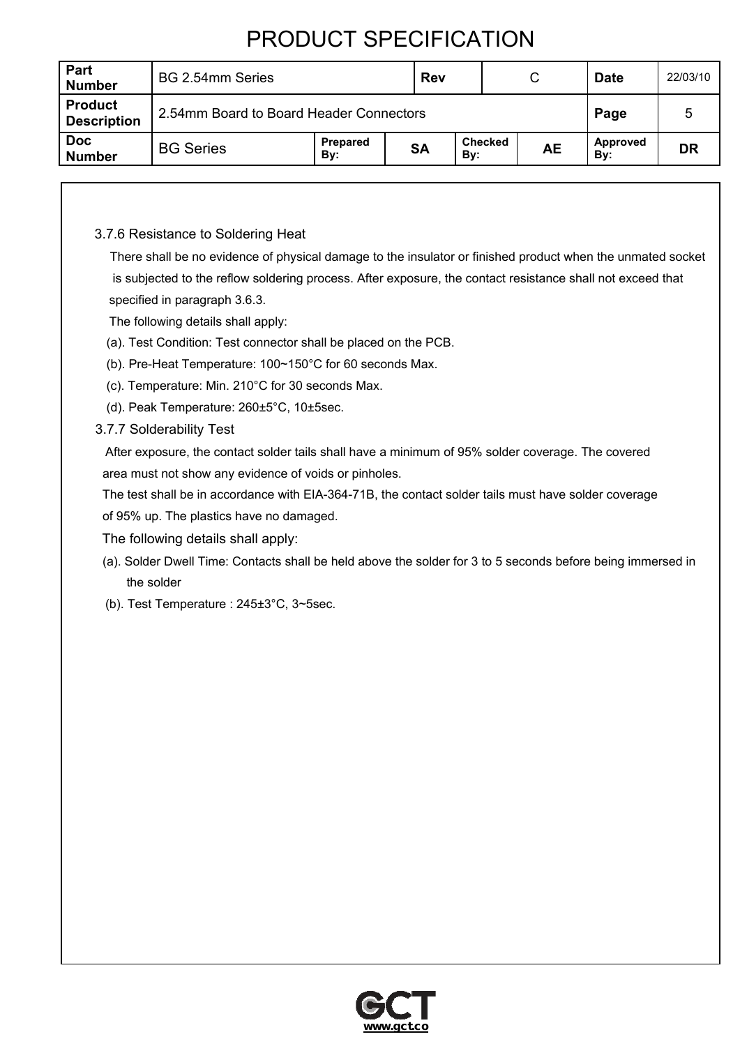### 3.7.6 Resistance to Soldering Heat

There shall be no evidence of physical damage to the insulator or finished product when the unmated socket is subjected to the reflow soldering process. After exposure, the contact resistance shall not exceed that specified in paragraph 3.6.3.

The following details shall apply:

(a). Test Condition: Test connector shall be placed on the PCB.

(b). Pre-Heat Temperature: 100~150°C for 60 seconds Max.

(c). Temperature: Min. 210°C for 30 seconds Max.

(d). Peak Temperature: 260±5°C, 10±5sec.

### 3.7.7 Solderability Test

After exposure, the contact solder tails shall have a minimum of 95% solder coverage. The covered area must not show any evidence of voids or pinholes.

The test shall be in accordance with EIA-364-71B, the contact solder tails must have solder coverage of 95% up. The plastics have no damaged.

The following details shall apply:

(a). Solder Dwell Time: Contacts shall be held above the solder for 3 to 5 seconds before being immersed in the solder

(b). Test Temperature : 245±3°C, 3~5sec.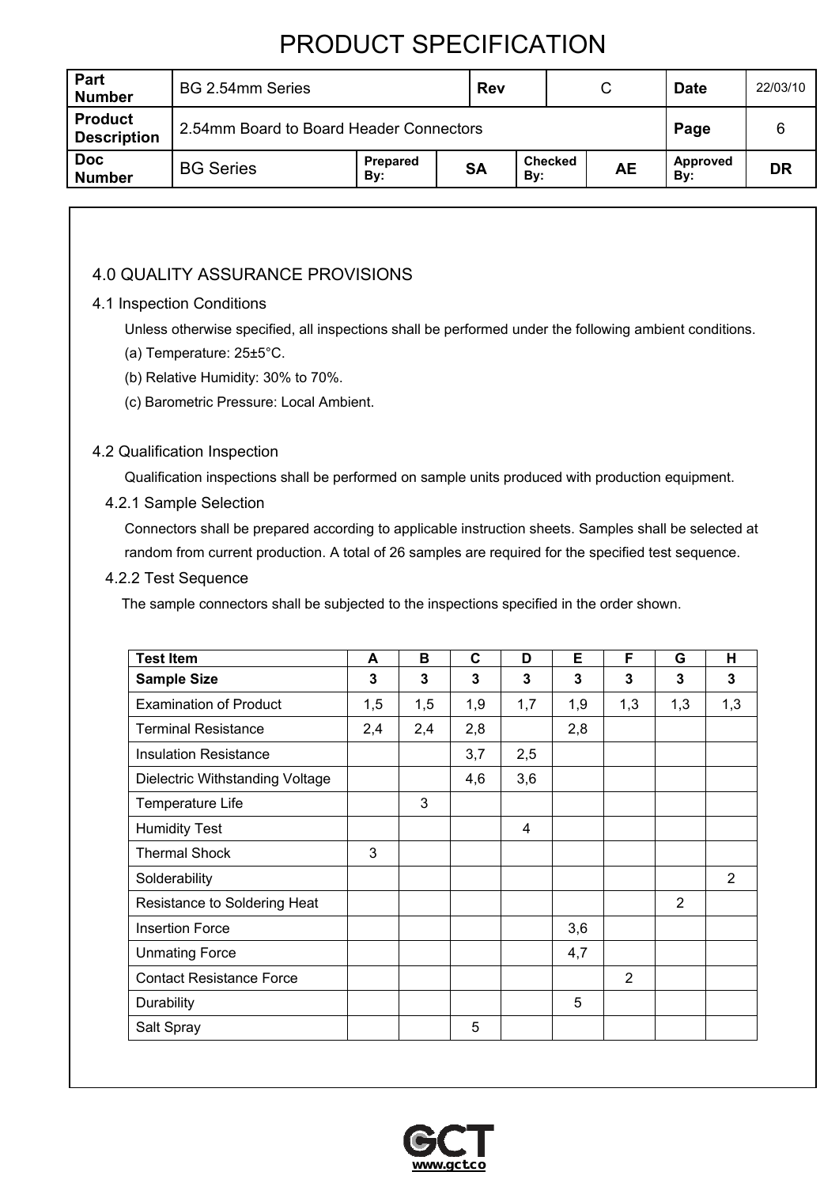# PRODUCT SPECIFICATION

| Part Number | BG 2.54mm Series | | Rev | C | Date | 22/03/10 |
|---|---|---|---|---|---|---|
| Product Description | 2.54mm Board to Board Header Connectors | | | | Page | 6 |
| Doc Number | BG Series | Prepared By: SA | | Checked By: AE | Approved By: | DR |

## 4.0 QUALITY ASSURANCE PROVISIONS

### 4.1 Inspection Conditions

Unless otherwise specified, all inspections shall be performed under the following ambient conditions.

(a) Temperature: 25±5°C.

(b) Relative Humidity: 30% to 70%.

(c) Barometric Pressure: Local Ambient.

### 4.2 Qualification Inspection

Qualification inspections shall be performed on sample units produced with production equipment.

#### 4.2.1 Sample Selection

Connectors shall be prepared according to applicable instruction sheets. Samples shall be selected at random from current production. A total of 26 samples are required for the specified test sequence.

#### 4.2.2 Test Sequence

The sample connectors shall be subjected to the inspections specified in the order shown.

| Test Item | A | B | C | D | E | F | G | H |
|---|---|---|---|---|---|---|---|---|
| **Sample Size** | **3** | **3** | **3** | **3** | **3** | **3** | **3** | **3** |
| Examination of Product | 1,5 | 1,5 | 1,9 | 1,7 | 1,9 | 1,3 | 1,3 | 1,3 |
| Terminal Resistance | 2,4 | 2,4 | 2,8 | | 2,8 | | | |
| Insulation Resistance | | | 3,7 | 2,5 | | | | |
| Dielectric Withstanding Voltage | | | 4,6 | 3,6 | | | | |
| Temperature Life | | 3 | | | | | | |
| Humidity Test | | | | 4 | | | | |
| Thermal Shock | 3 | | | | | | | |
| Solderability | | | | | | | | 2 |
| Resistance to Soldering Heat | | | | | | | 2 | |
| Insertion Force | | | | | 3,6 | | | |
| Unmating Force | | | | | 4,7 | | | |
| Contact Resistance Force | | | | | | 2 | | |
| Durability | | | | | 5 | | | |
| Salt Spray | | | 5 | | | | | |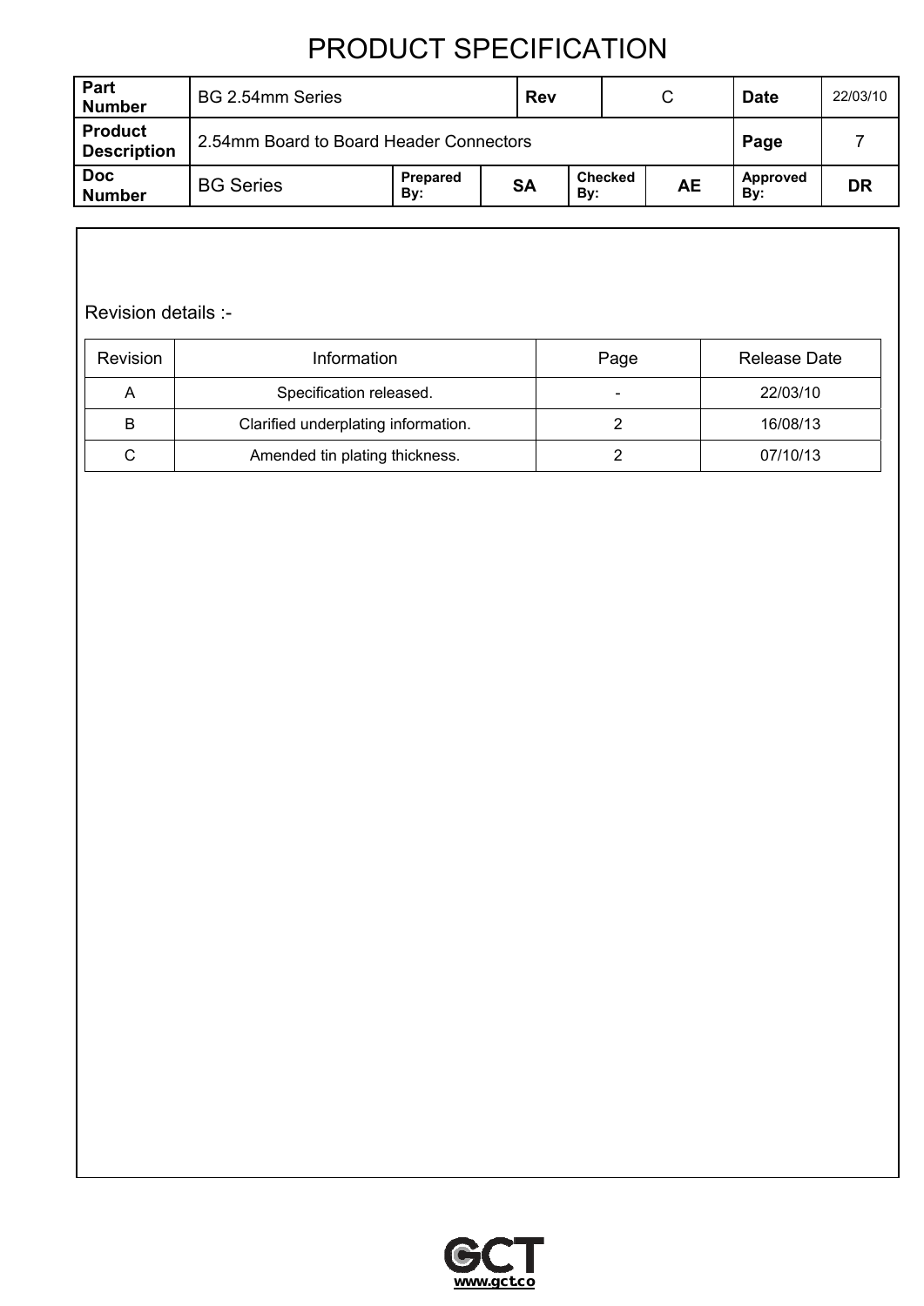Revision details :-

| Revision | Information | Page | Release Date |
|---|---|---|---|
| A | Specification released. | - | 22/03/10 |
| B | Clarified underplating information. | 2 | 16/08/13 |
| C | Amended tin plating thickness. | 2 | 07/10/13 |